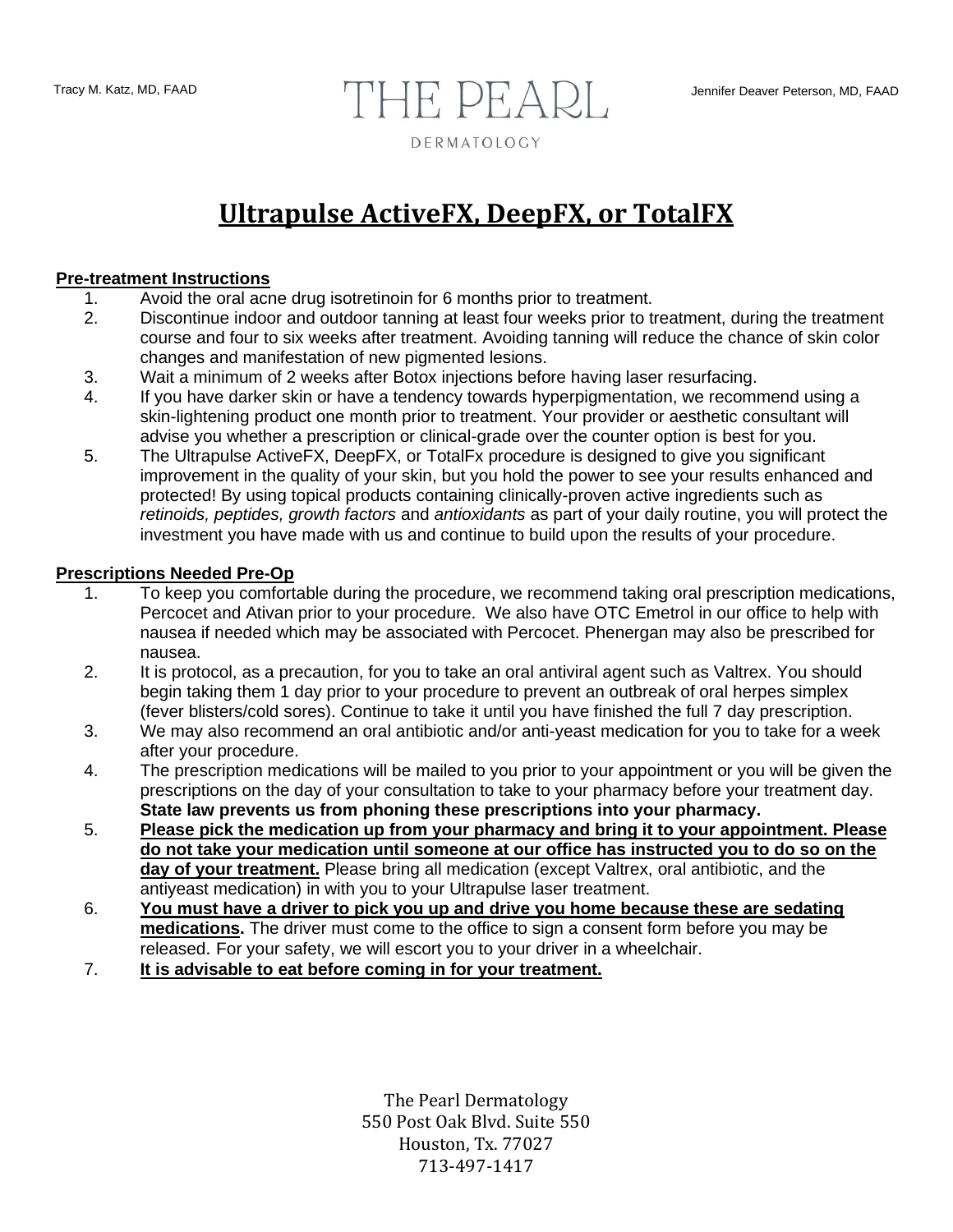Tracy M. Katz, MD, FAAD

# THE PEARL

DERMATOLOGY

Jennifer Deaver Peterson, MD, FAAD

## Ultrapulse ActiveFX, DeepFX, or TotalFX

### Pre-treatment Instructions

1. Avoid the oral acne drug isotretinoin for 6 months prior to treatment.
2. Discontinue indoor and outdoor tanning at least four weeks prior to treatment, during the treatment course and four to six weeks after treatment. Avoiding tanning will reduce the chance of skin color changes and manifestation of new pigmented lesions.
3. Wait a minimum of 2 weeks after Botox injections before having laser resurfacing.
4. If you have darker skin or have a tendency towards hyperpigmentation, we recommend using a skin-lightening product one month prior to treatment. Your provider or aesthetic consultant will advise you whether a prescription or clinical-grade over the counter option is best for you.
5. The Ultrapulse ActiveFX, DeepFX, or TotalFx procedure is designed to give you significant improvement in the quality of your skin, but you hold the power to see your results enhanced and protected! By using topical products containing clinically-proven active ingredients such as *retinoids, peptides, growth factors* and *antioxidants* as part of your daily routine, you will protect the investment you have made with us and continue to build upon the results of your procedure.

### Prescriptions Needed Pre-Op

1. To keep you comfortable during the procedure, we recommend taking oral prescription medications, Percocet and Ativan prior to your procedure. We also have OTC Emetrol in our office to help with nausea if needed which may be associated with Percocet. Phenergan may also be prescribed for nausea.
2. It is protocol, as a precaution, for you to take an oral antiviral agent such as Valtrex. You should begin taking them 1 day prior to your procedure to prevent an outbreak of oral herpes simplex (fever blisters/cold sores). Continue to take it until you have finished the full 7 day prescription.
3. We may also recommend an oral antibiotic and/or anti-yeast medication for you to take for a week after your procedure.
4. The prescription medications will be mailed to you prior to your appointment or you will be given the prescriptions on the day of your consultation to take to your pharmacy before your treatment day. **State law prevents us from phoning these prescriptions into your pharmacy.**
5. **Please pick the medication up from your pharmacy and bring it to your appointment. Please do not take your medication until someone at our office has instructed you to do so on the day of your treatment.** Please bring all medication (except Valtrex, oral antibiotic, and the antiyeast medication) in with you to your Ultrapulse laser treatment.
6. **You must have a driver to pick you up and drive you home because these are sedating medications.** The driver must come to the office to sign a consent form before you may be released. For your safety, we will escort you to your driver in a wheelchair.
7. **It is advisable to eat before coming in for your treatment.**

The Pearl Dermatology
550 Post Oak Blvd. Suite 550
Houston, Tx. 77027
713-497-1417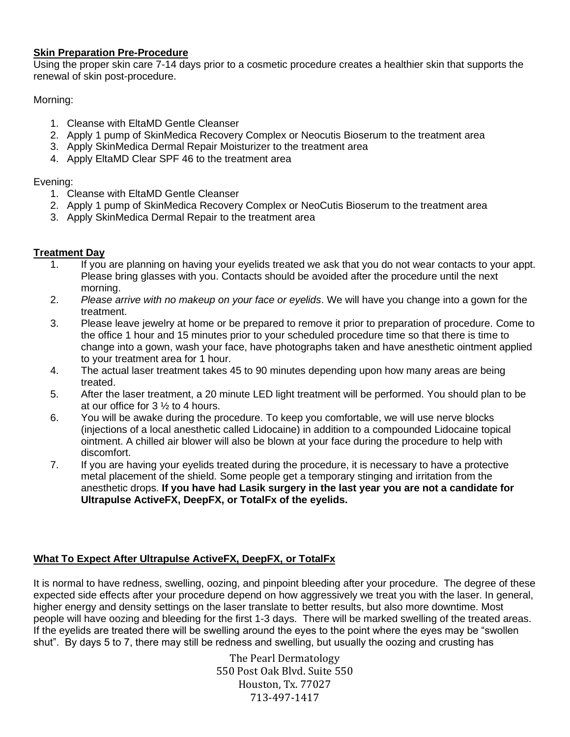**Skin Preparation Pre-Procedure**

Using the proper skin care 7-14 days prior to a cosmetic procedure creates a healthier skin that supports the renewal of skin post-procedure.

Morning:

1. Cleanse with EltaMD Gentle Cleanser
2. Apply 1 pump of SkinMedica Recovery Complex or Neocutis Bioserum to the treatment area
3. Apply SkinMedica Dermal Repair Moisturizer to the treatment area
4. Apply EltaMD Clear SPF 46 to the treatment area

Evening:

1. Cleanse with EltaMD Gentle Cleanser
2. Apply 1 pump of SkinMedica Recovery Complex or NeoCutis Bioserum to the treatment area
3. Apply SkinMedica Dermal Repair to the treatment area

**Treatment Day**

1. If you are planning on having your eyelids treated we ask that you do not wear contacts to your appt. Please bring glasses with you. Contacts should be avoided after the procedure until the next morning.
2. *Please arrive with no makeup on your face or eyelids*. We will have you change into a gown for the treatment.
3. Please leave jewelry at home or be prepared to remove it prior to preparation of procedure. Come to the office 1 hour and 15 minutes prior to your scheduled procedure time so that there is time to change into a gown, wash your face, have photographs taken and have anesthetic ointment applied to your treatment area for 1 hour.
4. The actual laser treatment takes 45 to 90 minutes depending upon how many areas are being treated.
5. After the laser treatment, a 20 minute LED light treatment will be performed. You should plan to be at our office for 3 ½ to 4 hours.
6. You will be awake during the procedure. To keep you comfortable, we will use nerve blocks (injections of a local anesthetic called Lidocaine) in addition to a compounded Lidocaine topical ointment. A chilled air blower will also be blown at your face during the procedure to help with discomfort.
7. If you are having your eyelids treated during the procedure, it is necessary to have a protective metal placement of the shield. Some people get a temporary stinging and irritation from the anesthetic drops. **If you have had Lasik surgery in the last year you are not a candidate for Ultrapulse ActiveFX, DeepFX, or TotalFx of the eyelids.**

**What To Expect After Ultrapulse ActiveFX, DeepFX, or TotalFx**

It is normal to have redness, swelling, oozing, and pinpoint bleeding after your procedure. The degree of these expected side effects after your procedure depend on how aggressively we treat you with the laser. In general, higher energy and density settings on the laser translate to better results, but also more downtime. Most people will have oozing and bleeding for the first 1-3 days. There will be marked swelling of the treated areas. If the eyelids are treated there will be swelling around the eyes to the point where the eyes may be "swollen shut". By days 5 to 7, there may still be redness and swelling, but usually the oozing and crusting has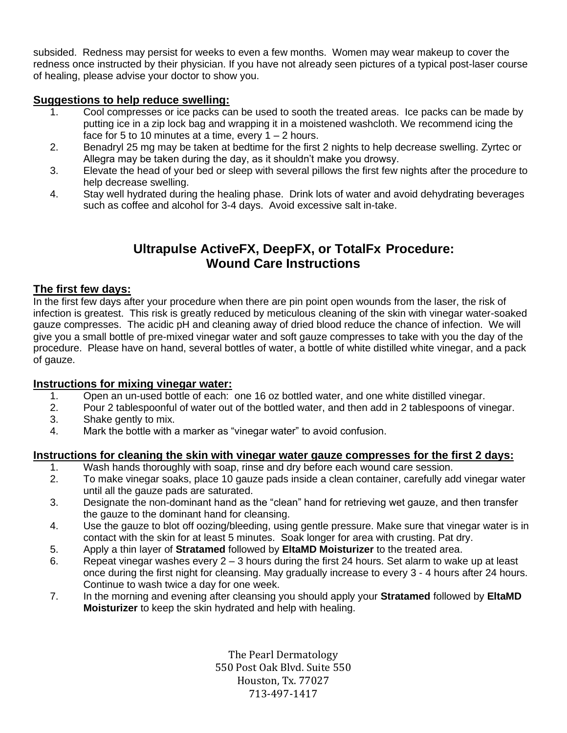subsided. Redness may persist for weeks to even a few months. Women may wear makeup to cover the redness once instructed by their physician. If you have not already seen pictures of a typical post-laser course of healing, please advise your doctor to show you.

**Suggestions to help reduce swelling:**

1. Cool compresses or ice packs can be used to sooth the treated areas. Ice packs can be made by putting ice in a zip lock bag and wrapping it in a moistened washcloth. We recommend icing the face for 5 to 10 minutes at a time, every 1 – 2 hours.
2. Benadryl 25 mg may be taken at bedtime for the first 2 nights to help decrease swelling. Zyrtec or Allegra may be taken during the day, as it shouldn't make you drowsy.
3. Elevate the head of your bed or sleep with several pillows the first few nights after the procedure to help decrease swelling.
4. Stay well hydrated during the healing phase. Drink lots of water and avoid dehydrating beverages such as coffee and alcohol for 3-4 days. Avoid excessive salt in-take.

## Ultrapulse ActiveFX, DeepFX, or TotalFx Procedure: Wound Care Instructions

**The first few days:**

In the first few days after your procedure when there are pin point open wounds from the laser, the risk of infection is greatest. This risk is greatly reduced by meticulous cleaning of the skin with vinegar water-soaked gauze compresses. The acidic pH and cleaning away of dried blood reduce the chance of infection. We will give you a small bottle of pre-mixed vinegar water and soft gauze compresses to take with you the day of the procedure. Please have on hand, several bottles of water, a bottle of white distilled white vinegar, and a pack of gauze.

**Instructions for mixing vinegar water:**

1. Open an un-used bottle of each: one 16 oz bottled water, and one white distilled vinegar.
2. Pour 2 tablespoonful of water out of the bottled water, and then add in 2 tablespoons of vinegar.
3. Shake gently to mix.
4. Mark the bottle with a marker as "vinegar water" to avoid confusion.

**Instructions for cleaning the skin with vinegar water gauze compresses for the first 2 days:**

1. Wash hands thoroughly with soap, rinse and dry before each wound care session.
2. To make vinegar soaks, place 10 gauze pads inside a clean container, carefully add vinegar water until all the gauze pads are saturated.
3. Designate the non-dominant hand as the "clean" hand for retrieving wet gauze, and then transfer the gauze to the dominant hand for cleansing.
4. Use the gauze to blot off oozing/bleeding, using gentle pressure. Make sure that vinegar water is in contact with the skin for at least 5 minutes. Soak longer for area with crusting. Pat dry.
5. Apply a thin layer of **Stratamed** followed by **EltaMD Moisturizer** to the treated area.
6. Repeat vinegar washes every 2 – 3 hours during the first 24 hours. Set alarm to wake up at least once during the first night for cleansing. May gradually increase to every 3 - 4 hours after 24 hours. Continue to wash twice a day for one week.
7. In the morning and evening after cleansing you should apply your **Stratamed** followed by **EltaMD Moisturizer** to keep the skin hydrated and help with healing.

The Pearl Dermatology
550 Post Oak Blvd. Suite 550
Houston, Tx. 77027
713-497-1417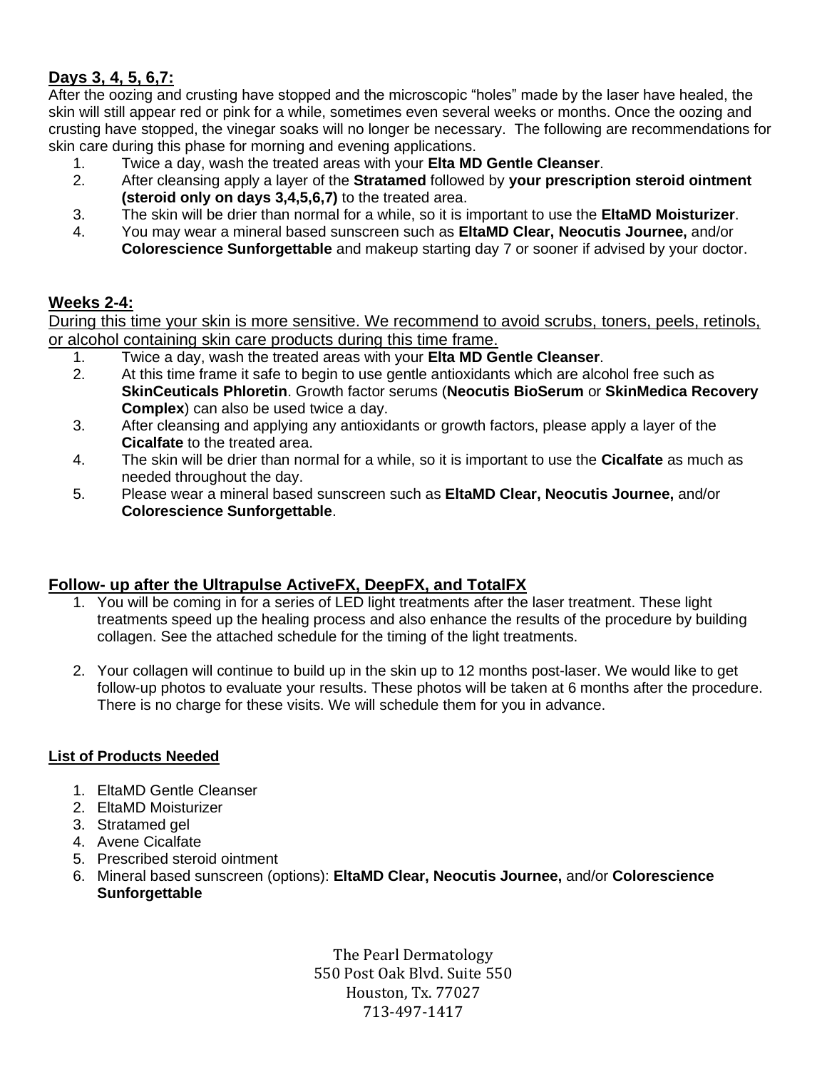## Days 3, 4, 5, 6,7:

After the oozing and crusting have stopped and the microscopic "holes" made by the laser have healed, the skin will still appear red or pink for a while, sometimes even several weeks or months. Once the oozing and crusting have stopped, the vinegar soaks will no longer be necessary. The following are recommendations for skin care during this phase for morning and evening applications.

1. Twice a day, wash the treated areas with your **Elta MD Gentle Cleanser**.
2. After cleansing apply a layer of the **Stratamed** followed by **your prescription steroid ointment (steroid only on days 3,4,5,6,7)** to the treated area.
3. The skin will be drier than normal for a while, so it is important to use the **EltaMD Moisturizer**.
4. You may wear a mineral based sunscreen such as **EltaMD Clear, Neocutis Journee,** and/or **Colorescience Sunforgettable** and makeup starting day 7 or sooner if advised by your doctor.

## Weeks 2-4:

During this time your skin is more sensitive. We recommend to avoid scrubs, toners, peels, retinols, or alcohol containing skin care products during this time frame.

1. Twice a day, wash the treated areas with your **Elta MD Gentle Cleanser**.
2. At this time frame it safe to begin to use gentle antioxidants which are alcohol free such as **SkinCeuticals Phloretin**. Growth factor serums (**Neocutis BioSerum** or **SkinMedica Recovery Complex**) can also be used twice a day.
3. After cleansing and applying any antioxidants or growth factors, please apply a layer of the **Cicalfate** to the treated area.
4. The skin will be drier than normal for a while, so it is important to use the **Cicalfate** as much as needed throughout the day.
5. Please wear a mineral based sunscreen such as **EltaMD Clear, Neocutis Journee,** and/or **Colorescience Sunforgettable**.

## Follow- up after the Ultrapulse ActiveFX, DeepFX, and TotalFX

1. You will be coming in for a series of LED light treatments after the laser treatment. These light treatments speed up the healing process and also enhance the results of the procedure by building collagen. See the attached schedule for the timing of the light treatments.

2. Your collagen will continue to build up in the skin up to 12 months post-laser. We would like to get follow-up photos to evaluate your results. These photos will be taken at 6 months after the procedure. There is no charge for these visits. We will schedule them for you in advance.

### List of Products Needed

1. EltaMD Gentle Cleanser
2. EltaMD Moisturizer
3. Stratamed gel
4. Avene Cicalfate
5. Prescribed steroid ointment
6. Mineral based sunscreen (options): **EltaMD Clear, Neocutis Journee,** and/or **Colorescience Sunforgettable**

The Pearl Dermatology
550 Post Oak Blvd. Suite 550
Houston, Tx. 77027
713-497-1417